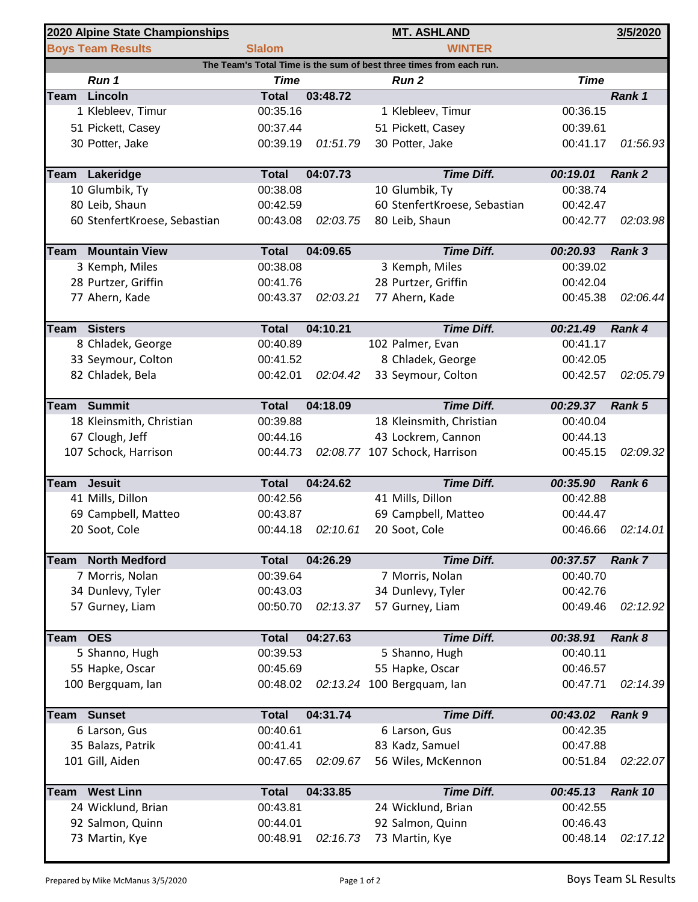**2020 Alpine State Championships** | **MT. ASHLAND** | **3/5/2020**

**Boys Team Results** | **Slalom** | **WINTER**

**The Team's Total Time is the sum of best three times from each run.**

| Run 1 | Time | | Run 2 | Time | |
|---|---|---|---|---|---|
| **Team Lincoln** | **Total** | **03:48.72** | | | **Rank 1** |
| 1 Klebleev, Timur | 00:35.16 | | 1 Klebleev, Timur | 00:36.15 | |
| 51 Pickett, Casey | 00:37.44 | | 51 Pickett, Casey | 00:39.61 | |
| 30 Potter, Jake | 00:39.19 | *01:51.79* | 30 Potter, Jake | 00:41.17 | *01:56.93* |
| **Team Lakeridge** | **Total** | **04:07.73** | ***Time Diff.*** | ***00:19.01*** | ***Rank 2*** |
| 10 Glumbik, Ty | 00:38.08 | | 10 Glumbik, Ty | 00:38.74 | |
| 80 Leib, Shaun | 00:42.59 | | 60 StenfertKroese, Sebastian | 00:42.47 | |
| 60 StenfertKroese, Sebastian | 00:43.08 | *02:03.75* | 80 Leib, Shaun | 00:42.77 | *02:03.98* |
| **Team Mountain View** | **Total** | **04:09.65** | ***Time Diff.*** | ***00:20.93*** | ***Rank 3*** |
| 3 Kemph, Miles | 00:38.08 | | 3 Kemph, Miles | 00:39.02 | |
| 28 Purtzer, Griffin | 00:41.76 | | 28 Purtzer, Griffin | 00:42.04 | |
| 77 Ahern, Kade | 00:43.37 | *02:03.21* | 77 Ahern, Kade | 00:45.38 | *02:06.44* |
| **Team Sisters** | **Total** | **04:10.21** | ***Time Diff.*** | ***00:21.49*** | ***Rank 4*** |
| 8 Chladek, George | 00:40.89 | | 102 Palmer, Evan | 00:41.17 | |
| 33 Seymour, Colton | 00:41.52 | | 8 Chladek, George | 00:42.05 | |
| 82 Chladek, Bela | 00:42.01 | *02:04.42* | 33 Seymour, Colton | 00:42.57 | *02:05.79* |
| **Team Summit** | **Total** | **04:18.09** | ***Time Diff.*** | ***00:29.37*** | ***Rank 5*** |
| 18 Kleinsmith, Christian | 00:39.88 | | 18 Kleinsmith, Christian | 00:40.04 | |
| 67 Clough, Jeff | 00:44.16 | | 43 Lockrem, Cannon | 00:44.13 | |
| 107 Schock, Harrison | 00:44.73 | *02:08.77* | 107 Schock, Harrison | 00:45.15 | *02:09.32* |
| **Team Jesuit** | **Total** | **04:24.62** | ***Time Diff.*** | ***00:35.90*** | ***Rank 6*** |
| 41 Mills, Dillon | 00:42.56 | | 41 Mills, Dillon | 00:42.88 | |
| 69 Campbell, Matteo | 00:43.87 | | 69 Campbell, Matteo | 00:44.47 | |
| 20 Soot, Cole | 00:44.18 | *02:10.61* | 20 Soot, Cole | 00:46.66 | *02:14.01* |
| **Team North Medford** | **Total** | **04:26.29** | ***Time Diff.*** | ***00:37.57*** | ***Rank 7*** |
| 7 Morris, Nolan | 00:39.64 | | 7 Morris, Nolan | 00:40.70 | |
| 34 Dunlevy, Tyler | 00:43.03 | | 34 Dunlevy, Tyler | 00:42.76 | |
| 57 Gurney, Liam | 00:50.70 | *02:13.37* | 57 Gurney, Liam | 00:49.46 | *02:12.92* |
| **Team OES** | **Total** | **04:27.63** | ***Time Diff.*** | ***00:38.91*** | ***Rank 8*** |
| 5 Shanno, Hugh | 00:39.53 | | 5 Shanno, Hugh | 00:40.11 | |
| 55 Hapke, Oscar | 00:45.69 | | 55 Hapke, Oscar | 00:46.57 | |
| 100 Bergquam, Ian | 00:48.02 | *02:13.24* | 100 Bergquam, Ian | 00:47.71 | *02:14.39* |
| **Team Sunset** | **Total** | **04:31.74** | ***Time Diff.*** | ***00:43.02*** | ***Rank 9*** |
| 6 Larson, Gus | 00:40.61 | | 6 Larson, Gus | 00:42.35 | |
| 35 Balazs, Patrik | 00:41.41 | | 83 Kadz, Samuel | 00:47.88 | |
| 101 Gill, Aiden | 00:47.65 | *02:09.67* | 56 Wiles, McKennon | 00:51.84 | *02:22.07* |
| **Team West Linn** | **Total** | **04:33.85** | ***Time Diff.*** | ***00:45.13*** | ***Rank 10*** |
| 24 Wicklund, Brian | 00:43.81 | | 24 Wicklund, Brian | 00:42.55 | |
| 92 Salmon, Quinn | 00:44.01 | | 92 Salmon, Quinn | 00:46.43 | |
| 73 Martin, Kye | 00:48.91 | *02:16.73* | 73 Martin, Kye | 00:48.14 | *02:17.12* |

Prepared by Mike McManus 3/5/2020

Boys Team SL Results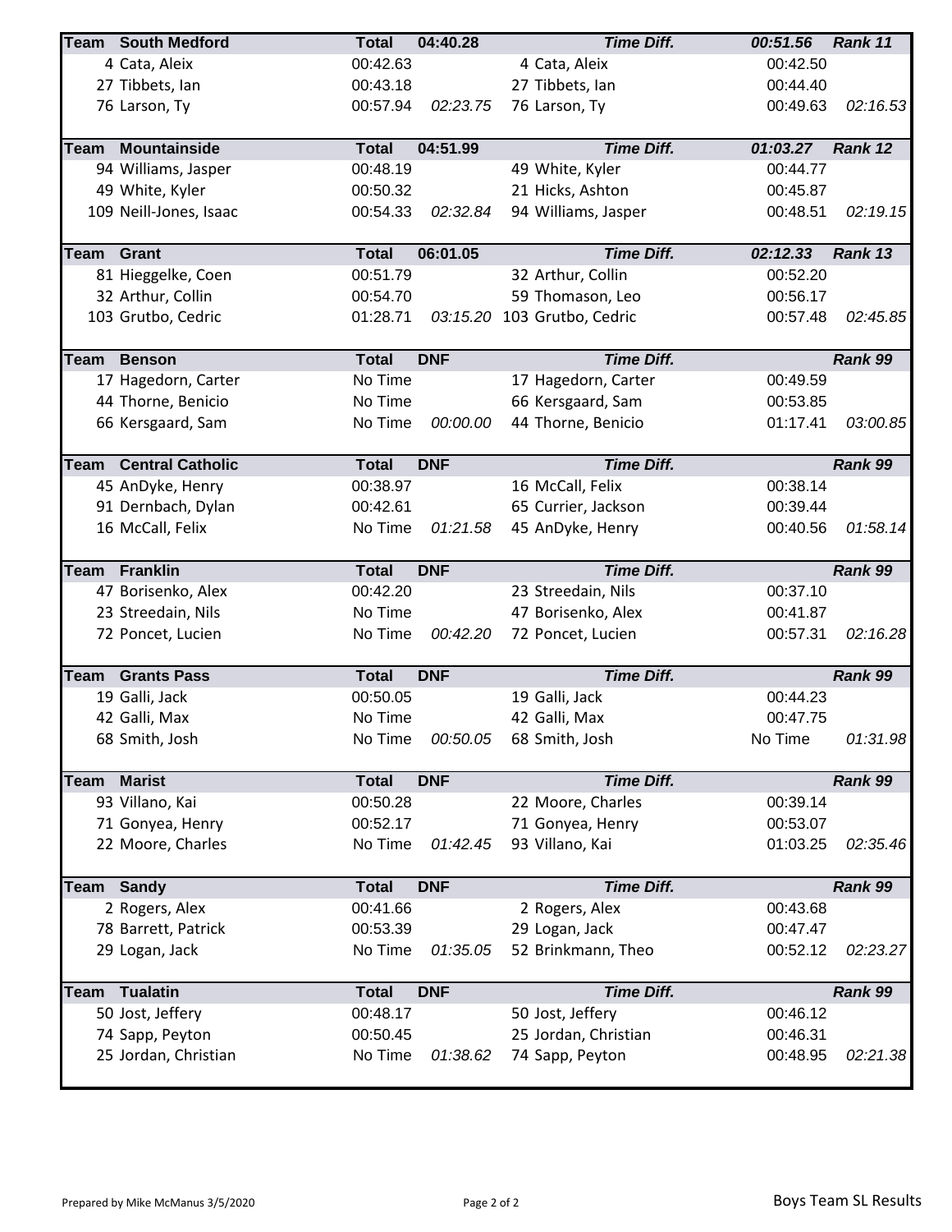| Team | South Medford | Total | 04:40.28 | Time Diff. | 00:51.56 | Rank 11 |
|---|---|---|---|---|---|---|
| 4 | Cata, Aleix | 00:42.63 | | 4 Cata, Aleix | 00:42.50 | |
| 27 | Tibbets, Ian | 00:43.18 | | 27 Tibbets, Ian | 00:44.40 | |
| 76 | Larson, Ty | 00:57.94 | *02:23.75* | 76 Larson, Ty | 00:49.63 | *02:16.53* |
| **Team** | **Mountainside** | **Total** | **04:51.99** | ***Time Diff.*** | ***01:03.27*** | ***Rank 12*** |
| 94 | Williams, Jasper | 00:48.19 | | 49 White, Kyler | 00:44.77 | |
| 49 | White, Kyler | 00:50.32 | | 21 Hicks, Ashton | 00:45.87 | |
| 109 | Neill-Jones, Isaac | 00:54.33 | *02:32.84* | 94 Williams, Jasper | 00:48.51 | *02:19.15* |
| **Team** | **Grant** | **Total** | **06:01.05** | ***Time Diff.*** | ***02:12.33*** | ***Rank 13*** |
| 81 | Hieggelke, Coen | 00:51.79 | | 32 Arthur, Collin | 00:52.20 | |
| 32 | Arthur, Collin | 00:54.70 | | 59 Thomason, Leo | 00:56.17 | |
| 103 | Grutbo, Cedric | 01:28.71 | *03:15.20* | 103 Grutbo, Cedric | 00:57.48 | *02:45.85* |
| **Team** | **Benson** | **Total** | **DNF** | ***Time Diff.*** | | ***Rank 99*** |
| 17 | Hagedorn, Carter | No Time | | 17 Hagedorn, Carter | 00:49.59 | |
| 44 | Thorne, Benicio | No Time | | 66 Kersgaard, Sam | 00:53.85 | |
| 66 | Kersgaard, Sam | No Time | *00:00.00* | 44 Thorne, Benicio | 01:17.41 | *03:00.85* |
| **Team** | **Central Catholic** | **Total** | **DNF** | ***Time Diff.*** | | ***Rank 99*** |
| 45 | AnDyke, Henry | 00:38.97 | | 16 McCall, Felix | 00:38.14 | |
| 91 | Dernbach, Dylan | 00:42.61 | | 65 Currier, Jackson | 00:39.44 | |
| 16 | McCall, Felix | No Time | *01:21.58* | 45 AnDyke, Henry | 00:40.56 | *01:58.14* |
| **Team** | **Franklin** | **Total** | **DNF** | ***Time Diff.*** | | ***Rank 99*** |
| 47 | Borisenko, Alex | 00:42.20 | | 23 Streedain, Nils | 00:37.10 | |
| 23 | Streedain, Nils | No Time | | 47 Borisenko, Alex | 00:41.87 | |
| 72 | Poncet, Lucien | No Time | *00:42.20* | 72 Poncet, Lucien | 00:57.31 | *02:16.28* |
| **Team** | **Grants Pass** | **Total** | **DNF** | ***Time Diff.*** | | ***Rank 99*** |
| 19 | Galli, Jack | 00:50.05 | | 19 Galli, Jack | 00:44.23 | |
| 42 | Galli, Max | No Time | | 42 Galli, Max | 00:47.75 | |
| 68 | Smith, Josh | No Time | *00:50.05* | 68 Smith, Josh | No Time | *01:31.98* |
| **Team** | **Marist** | **Total** | **DNF** | ***Time Diff.*** | | ***Rank 99*** |
| 93 | Villano, Kai | 00:50.28 | | 22 Moore, Charles | 00:39.14 | |
| 71 | Gonyea, Henry | 00:52.17 | | 71 Gonyea, Henry | 00:53.07 | |
| 22 | Moore, Charles | No Time | *01:42.45* | 93 Villano, Kai | 01:03.25 | *02:35.46* |
| **Team** | **Sandy** | **Total** | **DNF** | ***Time Diff.*** | | ***Rank 99*** |
| 2 | Rogers, Alex | 00:41.66 | | 2 Rogers, Alex | 00:43.68 | |
| 78 | Barrett, Patrick | 00:53.39 | | 29 Logan, Jack | 00:47.47 | |
| 29 | Logan, Jack | No Time | *01:35.05* | 52 Brinkmann, Theo | 00:52.12 | *02:23.27* |
| **Team** | **Tualatin** | **Total** | **DNF** | ***Time Diff.*** | | ***Rank 99*** |
| 50 | Jost, Jeffery | 00:48.17 | | 50 Jost, Jeffery | 00:46.12 | |
| 74 | Sapp, Peyton | 00:50.45 | | 25 Jordan, Christian | 00:46.31 | |
| 25 | Jordan, Christian | No Time | *01:38.62* | 74 Sapp, Peyton | 00:48.95 | *02:21.38* |

Prepared by Mike McManus 3/5/2020

Boys Team SL Results